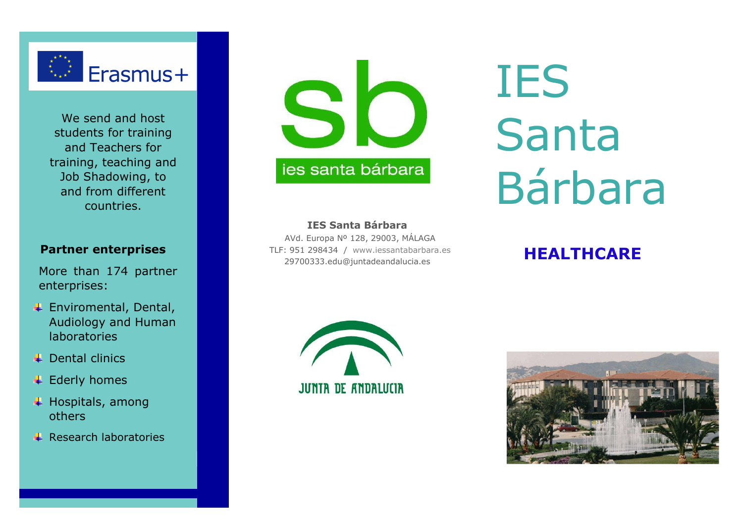Erasmus+

We send and host students for training and Teachers for training, teaching and Job Shadowing, to and from different countries.

**Partner enterprises**

More than 174 partner enterprises:

- Enviromental, Dental, Audiology and Human laboratories
- Dental clinics
- Ederly homes
- Hospitals, among others
- Research laboratories

sb

ies santa bárbara

**IES Santa Bárbara**

AVd. Europa Nº 128, 29003, MÁLAGA

TLF: 951 298434 / www.iessantabarbara.es

29700333.edu@juntadeandalucia.es

JUNTA DE ANDALUCIA

# IES Santa Bárbara

## HEALTHCARE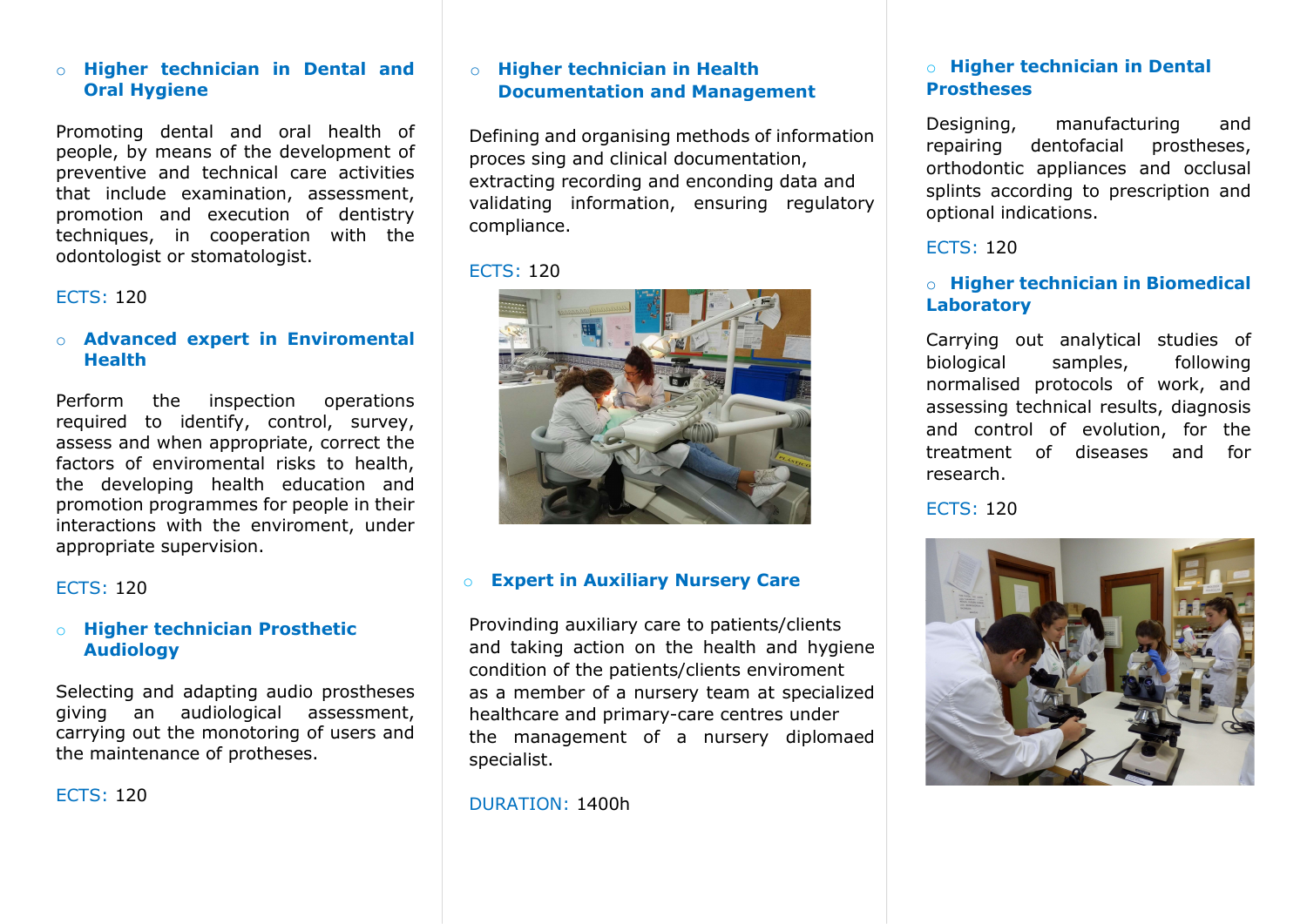### Higher technician in Dental and Oral Hygiene

Promoting dental and oral health of people, by means of the development of preventive and technical care activities that include examination, assessment, promotion and execution of dentistry techniques, in cooperation with the odontologist or stomatologist.

ECTS: 120

### Advanced expert in Enviromental Health

Perform the inspection operations required to identify, control, survey, assess and when appropriate, correct the factors of enviromental risks to health, the developing health education and promotion programmes for people in their interactions with the enviroment, under appropriate supervision.

ECTS: 120

### Higher technician Prosthetic Audiology

Selecting and adapting audio prostheses giving an audiological assessment, carrying out the monotoring of users and the maintenance of protheses.

ECTS: 120

### Higher technician in Health Documentation and Management

Defining and organising methods of information proces sing and clinical documentation, extracting recording and enconding data and validating information, ensuring regulatory compliance.

ECTS: 120

### Expert in Auxiliary Nursery Care

Provinding auxiliary care to patients/clients and taking action on the health and hygiene condition of the patients/clients enviroment as a member of a nursery team at specialized healthcare and primary-care centres under the management of a nursery diplomaed specialist.

DURATION: 1400h

### Higher technician in Dental Prostheses

Designing, manufacturing and repairing dentofacial prostheses, orthodontic appliances and occlusal splints according to prescription and optional indications.

ECTS: 120

### Higher technician in Biomedical Laboratory

Carrying out analytical studies of biological samples, following normalised protocols of work, and assessing technical results, diagnosis and control of evolution, for the treatment of diseases and for research.

ECTS: 120